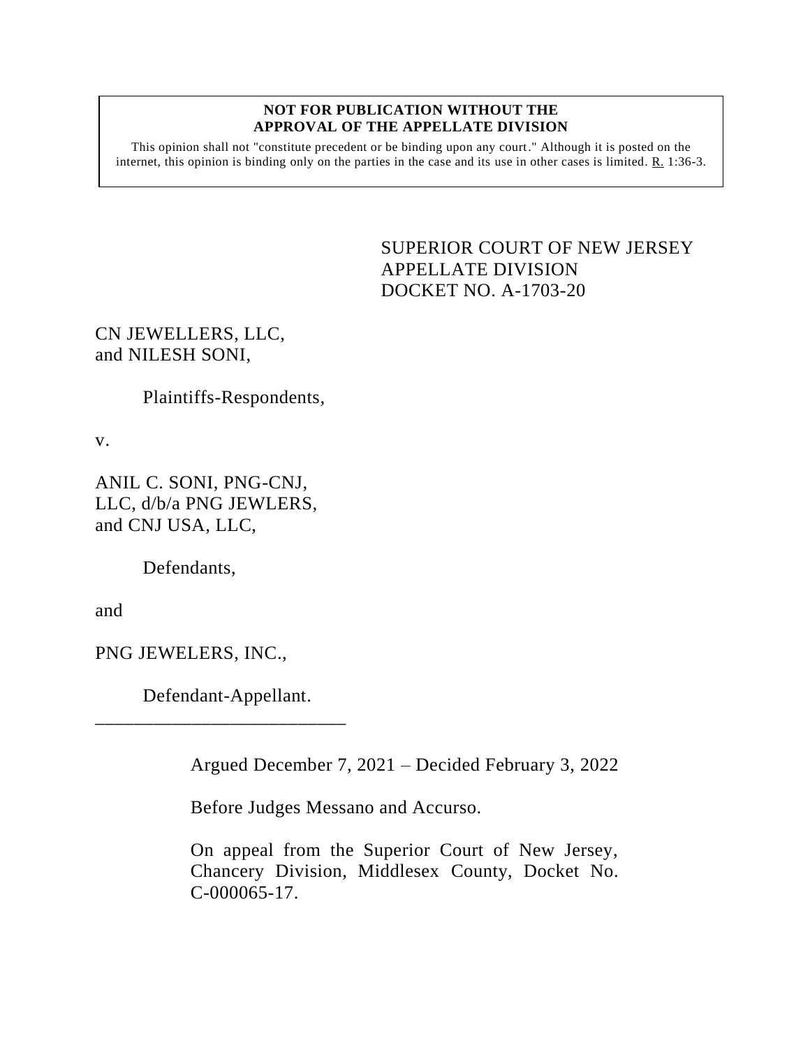**NOT FOR PUBLICATION WITHOUT THE APPROVAL OF THE APPELLATE DIVISION**

This opinion shall not "constitute precedent or be binding upon any court." Although it is posted on the internet, this opinion is binding only on the parties in the case and its use in other cases is limited. R. 1:36-3.

SUPERIOR COURT OF NEW JERSEY
APPELLATE DIVISION
DOCKET NO. A-1703-20

CN JEWELLERS, LLC,
and NILESH SONI,

Plaintiffs-Respondents,

v.

ANIL C. SONI, PNG-CNJ,
LLC, d/b/a PNG JEWLERS,
and CNJ USA, LLC,

Defendants,

and

PNG JEWELERS, INC.,

Defendant-Appellant.

\_\_\_\_\_\_\_\_\_\_\_\_\_\_\_\_\_\_\_\_\_\_\_\_\_\_\_

Argued December 7, 2021 – Decided February 3, 2022

Before Judges Messano and Accurso.

On appeal from the Superior Court of New Jersey, Chancery Division, Middlesex County, Docket No. C-000065-17.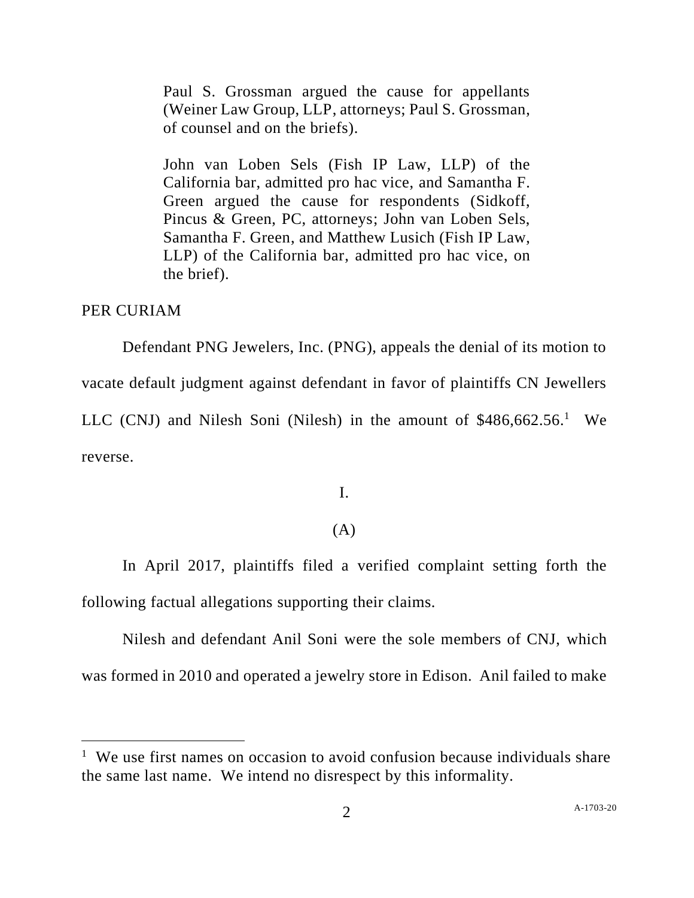Paul S. Grossman argued the cause for appellants (Weiner Law Group, LLP, attorneys; Paul S. Grossman, of counsel and on the briefs).

John van Loben Sels (Fish IP Law, LLP) of the California bar, admitted pro hac vice, and Samantha F. Green argued the cause for respondents (Sidkoff, Pincus & Green, PC, attorneys; John van Loben Sels, Samantha F. Green, and Matthew Lusich (Fish IP Law, LLP) of the California bar, admitted pro hac vice, on the brief).

PER CURIAM

Defendant PNG Jewelers, Inc. (PNG), appeals the denial of its motion to vacate default judgment against defendant in favor of plaintiffs CN Jewellers LLC (CNJ) and Nilesh Soni (Nilesh) in the amount of $486,662.56.[1] We reverse.

I.

(A)

In April 2017, plaintiffs filed a verified complaint setting forth the following factual allegations supporting their claims.

Nilesh and defendant Anil Soni were the sole members of CNJ, which was formed in 2010 and operated a jewelry store in Edison. Anil failed to make

[1] We use first names on occasion to avoid confusion because individuals share the same last name. We intend no disrespect by this informality.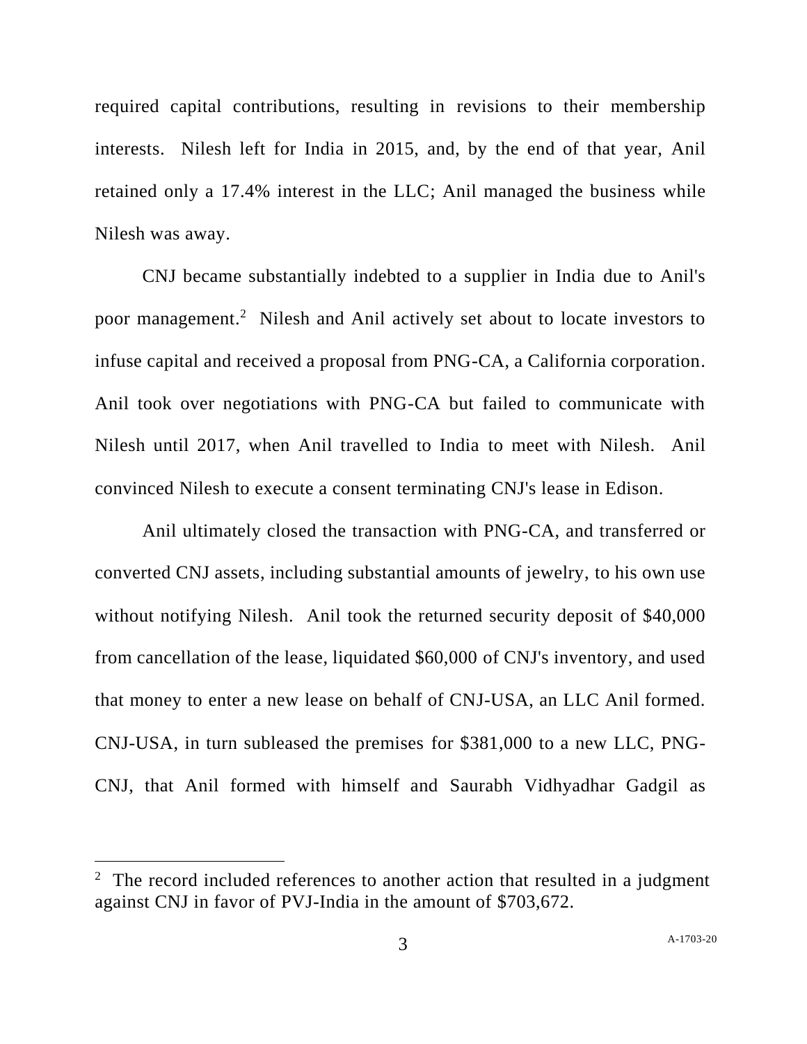required capital contributions, resulting in revisions to their membership interests. Nilesh left for India in 2015, and, by the end of that year, Anil retained only a 17.4% interest in the LLC; Anil managed the business while Nilesh was away.

CNJ became substantially indebted to a supplier in India due to Anil's poor management.[2] Nilesh and Anil actively set about to locate investors to infuse capital and received a proposal from PNG-CA, a California corporation. Anil took over negotiations with PNG-CA but failed to communicate with Nilesh until 2017, when Anil travelled to India to meet with Nilesh. Anil convinced Nilesh to execute a consent terminating CNJ's lease in Edison.

Anil ultimately closed the transaction with PNG-CA, and transferred or converted CNJ assets, including substantial amounts of jewelry, to his own use without notifying Nilesh. Anil took the returned security deposit of $40,000 from cancellation of the lease, liquidated $60,000 of CNJ's inventory, and used that money to enter a new lease on behalf of CNJ-USA, an LLC Anil formed. CNJ-USA, in turn subleased the premises for $381,000 to a new LLC, PNG-CNJ, that Anil formed with himself and Saurabh Vidhyadhar Gadgil as

---

[2] The record included references to another action that resulted in a judgment against CNJ in favor of PVJ-India in the amount of $703,672.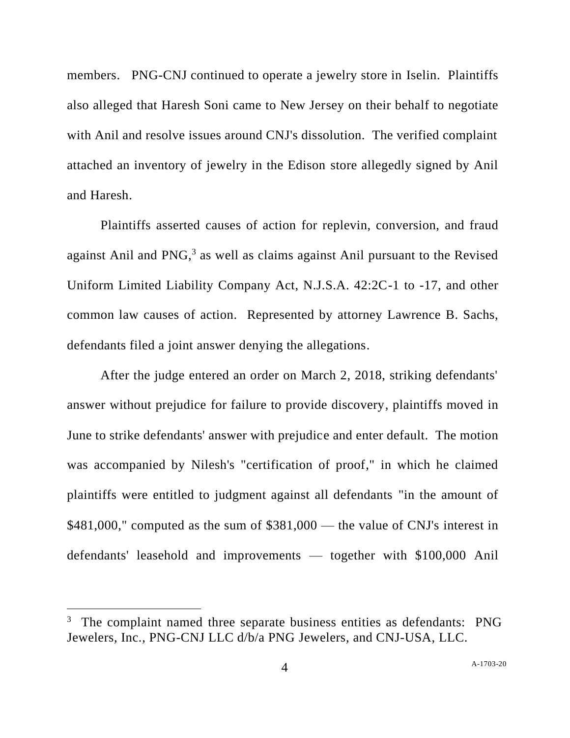members. PNG-CNJ continued to operate a jewelry store in Iselin. Plaintiffs also alleged that Haresh Soni came to New Jersey on their behalf to negotiate with Anil and resolve issues around CNJ's dissolution. The verified complaint attached an inventory of jewelry in the Edison store allegedly signed by Anil and Haresh.

Plaintiffs asserted causes of action for replevin, conversion, and fraud against Anil and PNG,[3] as well as claims against Anil pursuant to the Revised Uniform Limited Liability Company Act, N.J.S.A. 42:2C-1 to -17, and other common law causes of action. Represented by attorney Lawrence B. Sachs, defendants filed a joint answer denying the allegations.

After the judge entered an order on March 2, 2018, striking defendants' answer without prejudice for failure to provide discovery, plaintiffs moved in June to strike defendants' answer with prejudice and enter default. The motion was accompanied by Nilesh's "certification of proof," in which he claimed plaintiffs were entitled to judgment against all defendants "in the amount of $481,000," computed as the sum of $381,000 — the value of CNJ's interest in defendants' leasehold and improvements — together with $100,000 Anil

---

[3] The complaint named three separate business entities as defendants: PNG Jewelers, Inc., PNG-CNJ LLC d/b/a PNG Jewelers, and CNJ-USA, LLC.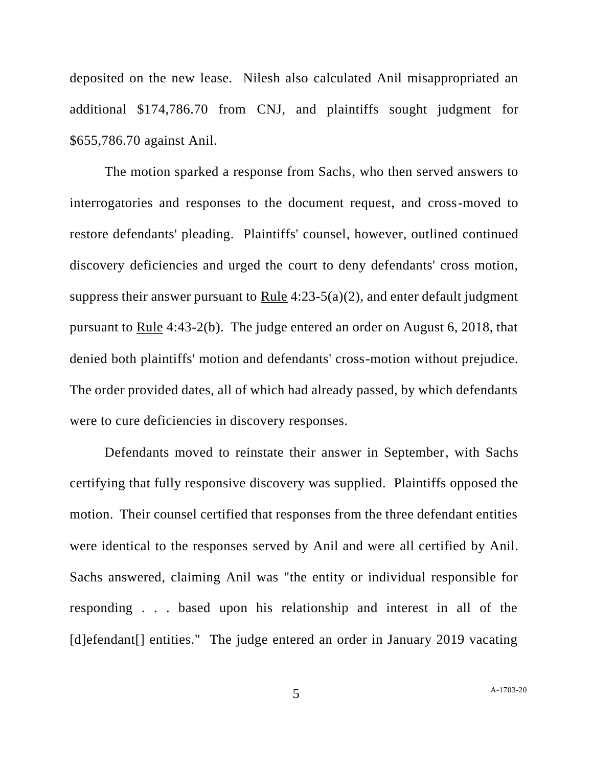deposited on the new lease. Nilesh also calculated Anil misappropriated an additional $174,786.70 from CNJ, and plaintiffs sought judgment for $655,786.70 against Anil.

The motion sparked a response from Sachs, who then served answers to interrogatories and responses to the document request, and cross-moved to restore defendants' pleading. Plaintiffs' counsel, however, outlined continued discovery deficiencies and urged the court to deny defendants' cross motion, suppress their answer pursuant to Rule 4:23-5(a)(2), and enter default judgment pursuant to Rule 4:43-2(b). The judge entered an order on August 6, 2018, that denied both plaintiffs' motion and defendants' cross-motion without prejudice. The order provided dates, all of which had already passed, by which defendants were to cure deficiencies in discovery responses.

Defendants moved to reinstate their answer in September, with Sachs certifying that fully responsive discovery was supplied. Plaintiffs opposed the motion. Their counsel certified that responses from the three defendant entities were identical to the responses served by Anil and were all certified by Anil. Sachs answered, claiming Anil was "the entity or individual responsible for responding . . . based upon his relationship and interest in all of the [d]efendant[] entities." The judge entered an order in January 2019 vacating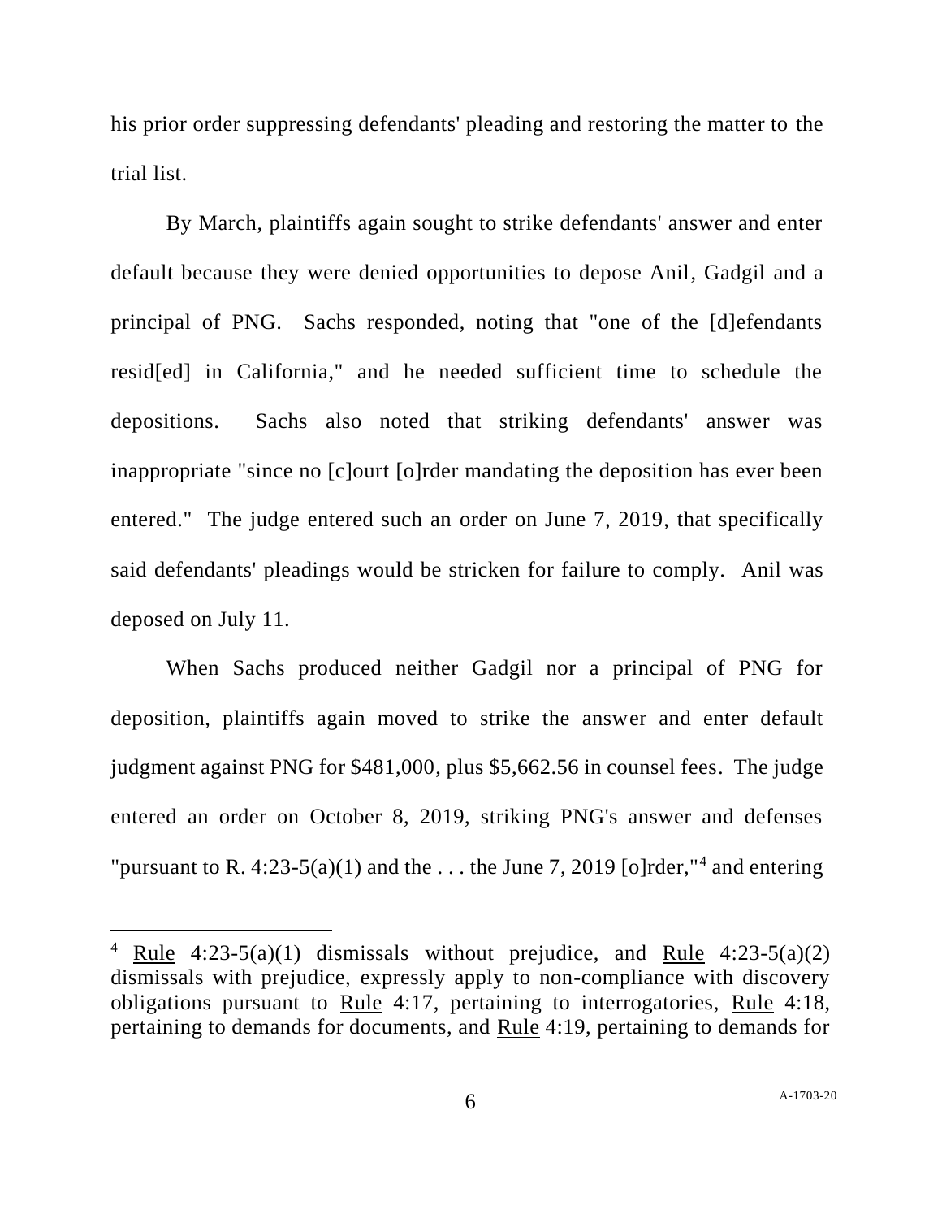his prior order suppressing defendants' pleading and restoring the matter to the trial list.

By March, plaintiffs again sought to strike defendants' answer and enter default because they were denied opportunities to depose Anil, Gadgil and a principal of PNG. Sachs responded, noting that "one of the [d]efendants resid[ed] in California," and he needed sufficient time to schedule the depositions. Sachs also noted that striking defendants' answer was inappropriate "since no [c]ourt [o]rder mandating the deposition has ever been entered." The judge entered such an order on June 7, 2019, that specifically said defendants' pleadings would be stricken for failure to comply. Anil was deposed on July 11.

When Sachs produced neither Gadgil nor a principal of PNG for deposition, plaintiffs again moved to strike the answer and enter default judgment against PNG for $481,000, plus $5,662.56 in counsel fees. The judge entered an order on October 8, 2019, striking PNG's answer and defenses "pursuant to R. 4:23-5(a)(1) and the . . . the June 7, 2019 [o]rder,"[4] and entering

---

[4] Rule 4:23-5(a)(1) dismissals without prejudice, and Rule 4:23-5(a)(2) dismissals with prejudice, expressly apply to non-compliance with discovery obligations pursuant to Rule 4:17, pertaining to interrogatories, Rule 4:18, pertaining to demands for documents, and Rule 4:19, pertaining to demands for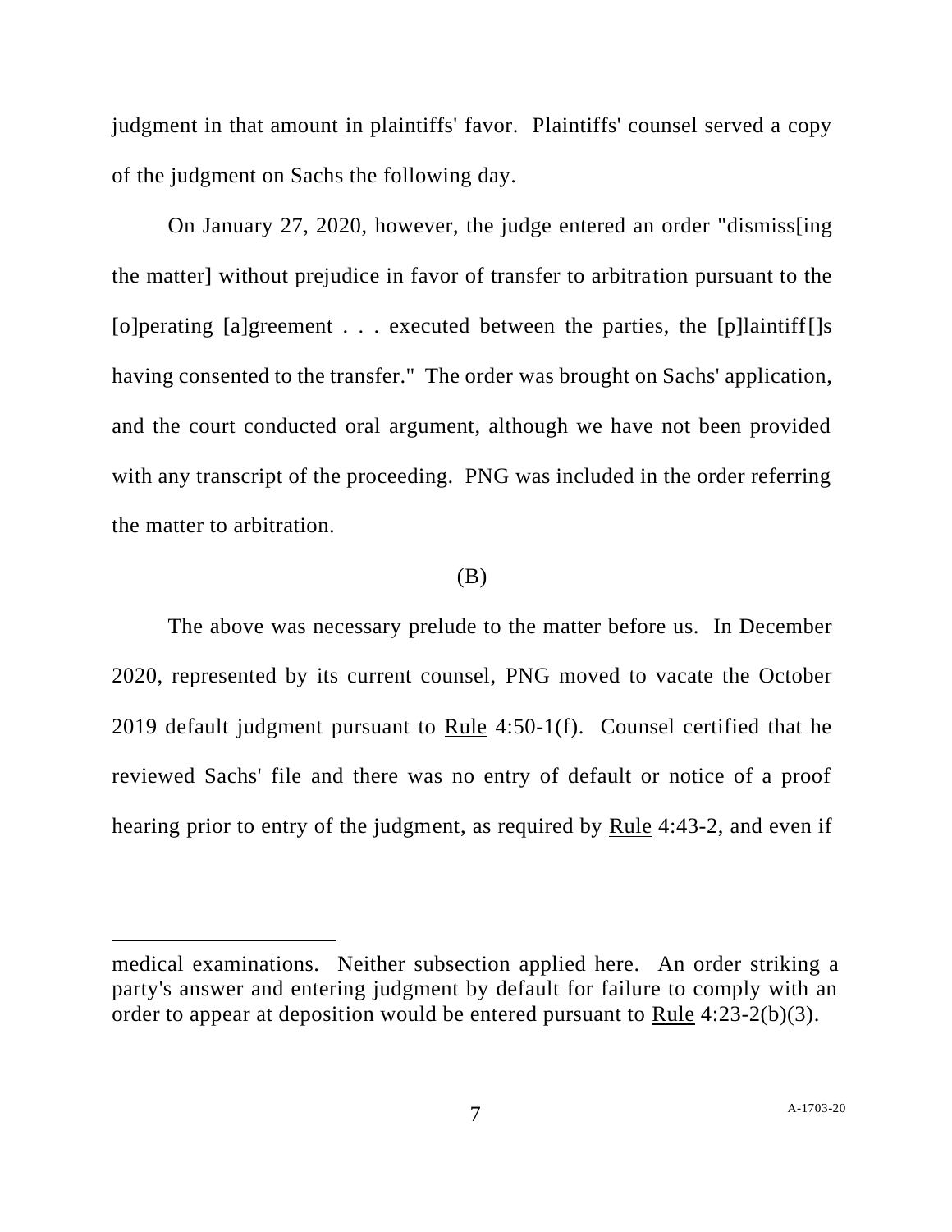judgment in that amount in plaintiffs' favor. Plaintiffs' counsel served a copy of the judgment on Sachs the following day.

On January 27, 2020, however, the judge entered an order "dismiss[ing the matter] without prejudice in favor of transfer to arbitration pursuant to the [o]perating [a]greement . . . executed between the parties, the [p]laintiff[]s having consented to the transfer." The order was brought on Sachs' application, and the court conducted oral argument, although we have not been provided with any transcript of the proceeding. PNG was included in the order referring the matter to arbitration.

(B)

The above was necessary prelude to the matter before us. In December 2020, represented by its current counsel, PNG moved to vacate the October 2019 default judgment pursuant to Rule 4:50-1(f). Counsel certified that he reviewed Sachs' file and there was no entry of default or notice of a proof hearing prior to entry of the judgment, as required by Rule 4:43-2, and even if

---

medical examinations. Neither subsection applied here. An order striking a party's answer and entering judgment by default for failure to comply with an order to appear at deposition would be entered pursuant to Rule 4:23-2(b)(3).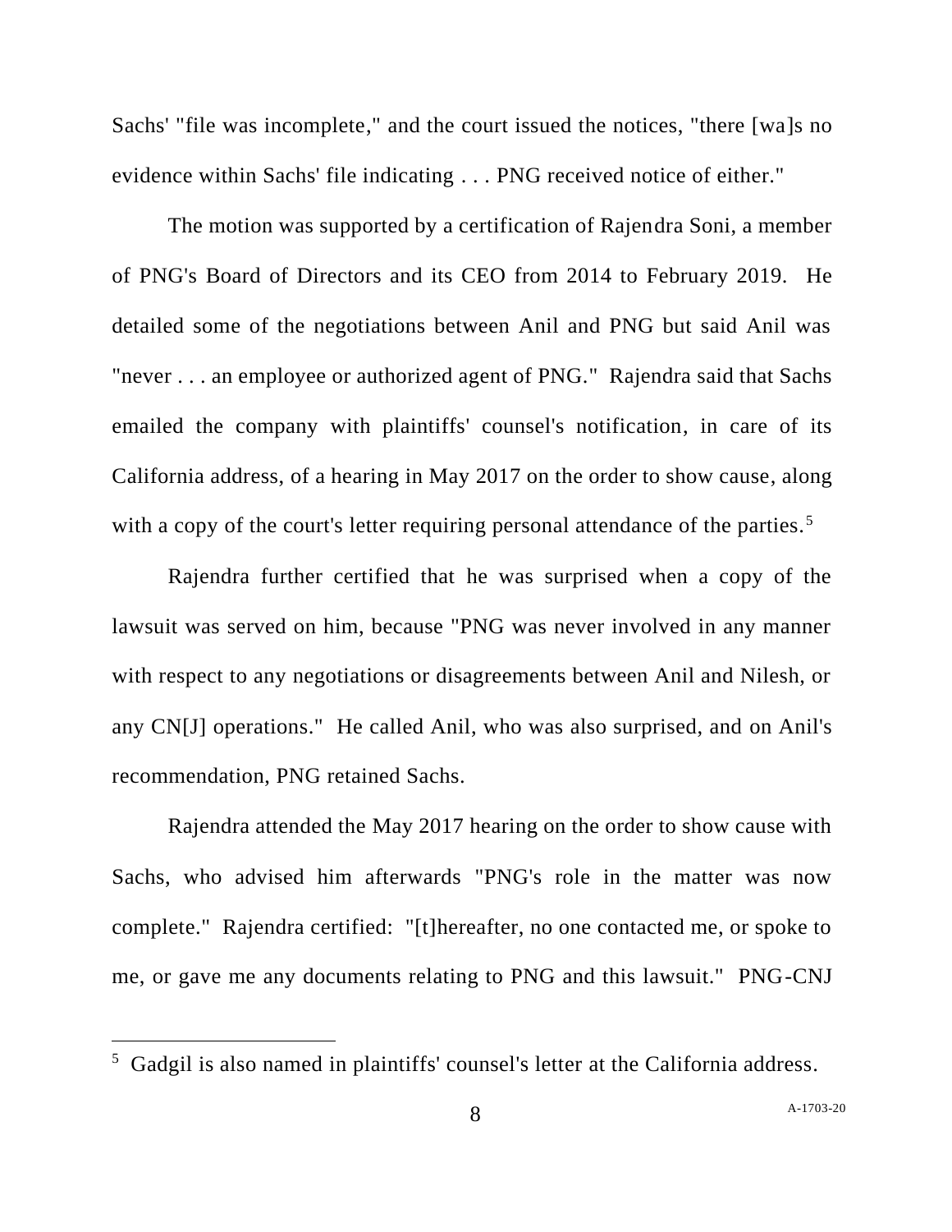Sachs' "file was incomplete," and the court issued the notices, "there [wa]s no evidence within Sachs' file indicating . . . PNG received notice of either."

The motion was supported by a certification of Rajendra Soni, a member of PNG's Board of Directors and its CEO from 2014 to February 2019. He detailed some of the negotiations between Anil and PNG but said Anil was "never . . . an employee or authorized agent of PNG." Rajendra said that Sachs emailed the company with plaintiffs' counsel's notification, in care of its California address, of a hearing in May 2017 on the order to show cause, along with a copy of the court's letter requiring personal attendance of the parties.[5]

Rajendra further certified that he was surprised when a copy of the lawsuit was served on him, because "PNG was never involved in any manner with respect to any negotiations or disagreements between Anil and Nilesh, or any CN[J] operations." He called Anil, who was also surprised, and on Anil's recommendation, PNG retained Sachs.

Rajendra attended the May 2017 hearing on the order to show cause with Sachs, who advised him afterwards "PNG's role in the matter was now complete." Rajendra certified: "[t]hereafter, no one contacted me, or spoke to me, or gave me any documents relating to PNG and this lawsuit." PNG-CNJ

[5] Gadgil is also named in plaintiffs' counsel's letter at the California address.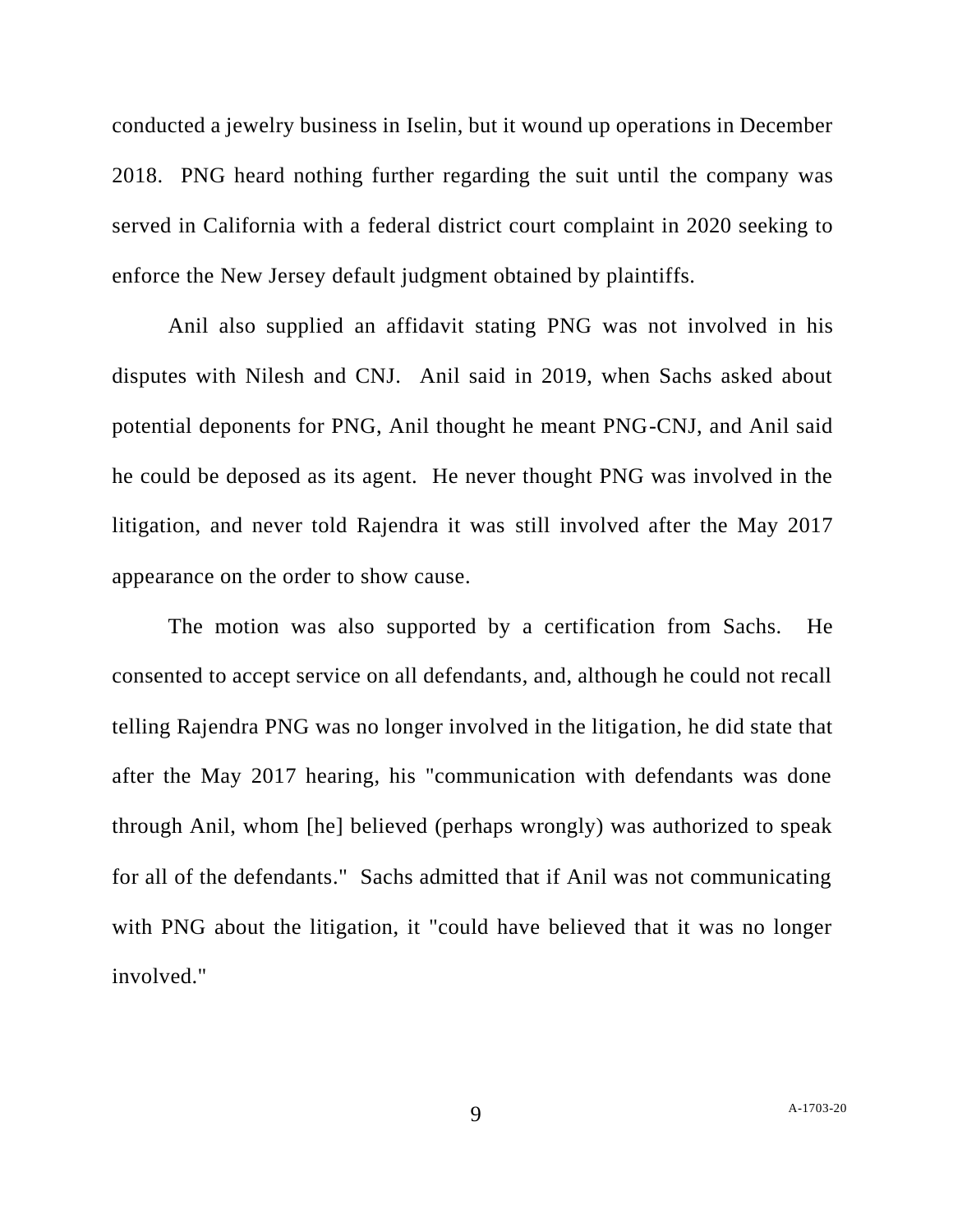conducted a jewelry business in Iselin, but it wound up operations in December 2018. PNG heard nothing further regarding the suit until the company was served in California with a federal district court complaint in 2020 seeking to enforce the New Jersey default judgment obtained by plaintiffs.

Anil also supplied an affidavit stating PNG was not involved in his disputes with Nilesh and CNJ. Anil said in 2019, when Sachs asked about potential deponents for PNG, Anil thought he meant PNG-CNJ, and Anil said he could be deposed as its agent. He never thought PNG was involved in the litigation, and never told Rajendra it was still involved after the May 2017 appearance on the order to show cause.

The motion was also supported by a certification from Sachs. He consented to accept service on all defendants, and, although he could not recall telling Rajendra PNG was no longer involved in the litigation, he did state that after the May 2017 hearing, his "communication with defendants was done through Anil, whom [he] believed (perhaps wrongly) was authorized to speak for all of the defendants." Sachs admitted that if Anil was not communicating with PNG about the litigation, it "could have believed that it was no longer involved."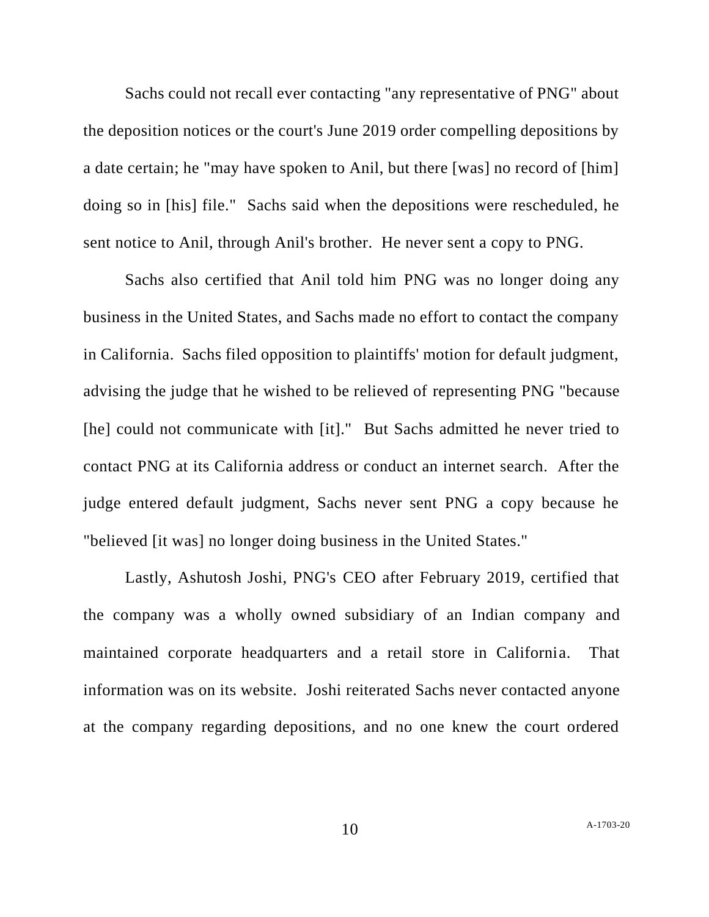Sachs could not recall ever contacting "any representative of PNG" about the deposition notices or the court's June 2019 order compelling depositions by a date certain; he "may have spoken to Anil, but there [was] no record of [him] doing so in [his] file." Sachs said when the depositions were rescheduled, he sent notice to Anil, through Anil's brother. He never sent a copy to PNG.

Sachs also certified that Anil told him PNG was no longer doing any business in the United States, and Sachs made no effort to contact the company in California. Sachs filed opposition to plaintiffs' motion for default judgment, advising the judge that he wished to be relieved of representing PNG "because [he] could not communicate with [it]." But Sachs admitted he never tried to contact PNG at its California address or conduct an internet search. After the judge entered default judgment, Sachs never sent PNG a copy because he "believed [it was] no longer doing business in the United States."

Lastly, Ashutosh Joshi, PNG's CEO after February 2019, certified that the company was a wholly owned subsidiary of an Indian company and maintained corporate headquarters and a retail store in California. That information was on its website. Joshi reiterated Sachs never contacted anyone at the company regarding depositions, and no one knew the court ordered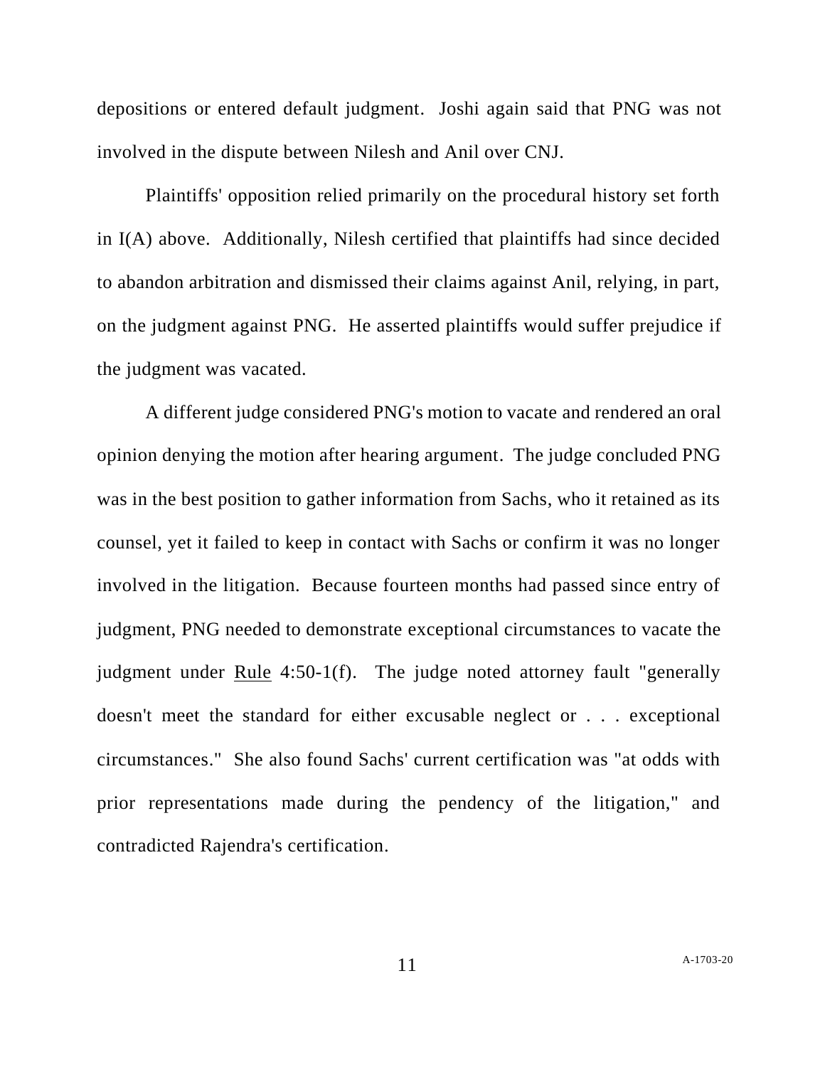depositions or entered default judgment. Joshi again said that PNG was not involved in the dispute between Nilesh and Anil over CNJ.

Plaintiffs' opposition relied primarily on the procedural history set forth in I(A) above. Additionally, Nilesh certified that plaintiffs had since decided to abandon arbitration and dismissed their claims against Anil, relying, in part, on the judgment against PNG. He asserted plaintiffs would suffer prejudice if the judgment was vacated.

A different judge considered PNG's motion to vacate and rendered an oral opinion denying the motion after hearing argument. The judge concluded PNG was in the best position to gather information from Sachs, who it retained as its counsel, yet it failed to keep in contact with Sachs or confirm it was no longer involved in the litigation. Because fourteen months had passed since entry of judgment, PNG needed to demonstrate exceptional circumstances to vacate the judgment under Rule 4:50-1(f). The judge noted attorney fault "generally doesn't meet the standard for either excusable neglect or . . . exceptional circumstances." She also found Sachs' current certification was "at odds with prior representations made during the pendency of the litigation," and contradicted Rajendra's certification.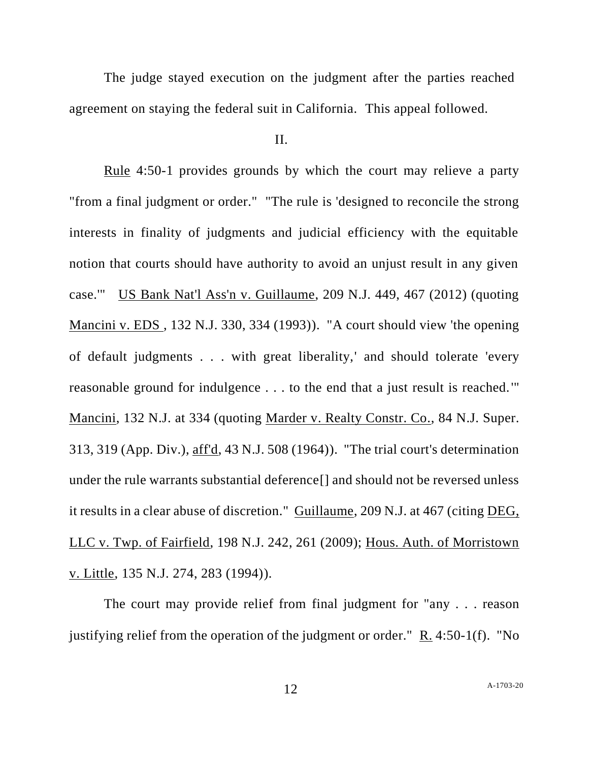The judge stayed execution on the judgment after the parties reached agreement on staying the federal suit in California. This appeal followed.

II.

Rule 4:50-1 provides grounds by which the court may relieve a party "from a final judgment or order." "The rule is 'designed to reconcile the strong interests in finality of judgments and judicial efficiency with the equitable notion that courts should have authority to avoid an unjust result in any given case.'" US Bank Nat'l Ass'n v. Guillaume, 209 N.J. 449, 467 (2012) (quoting Mancini v. EDS , 132 N.J. 330, 334 (1993)). "A court should view 'the opening of default judgments . . . with great liberality,' and should tolerate 'every reasonable ground for indulgence . . . to the end that a just result is reached.'" Mancini, 132 N.J. at 334 (quoting Marder v. Realty Constr. Co., 84 N.J. Super. 313, 319 (App. Div.), aff'd, 43 N.J. 508 (1964)). "The trial court's determination under the rule warrants substantial deference[] and should not be reversed unless it results in a clear abuse of discretion." Guillaume, 209 N.J. at 467 (citing DEG, LLC v. Twp. of Fairfield, 198 N.J. 242, 261 (2009); Hous. Auth. of Morristown v. Little, 135 N.J. 274, 283 (1994)).

The court may provide relief from final judgment for "any . . . reason justifying relief from the operation of the judgment or order." R. 4:50-1(f). "No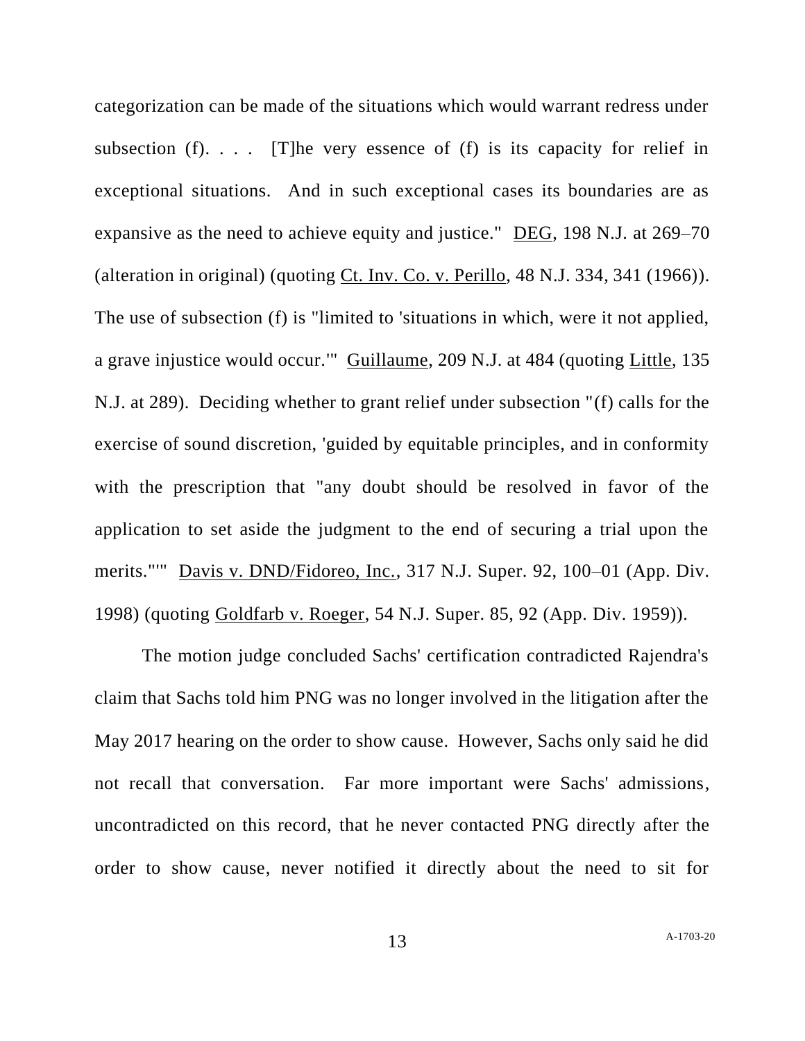categorization can be made of the situations which would warrant redress under subsection (f). . . . [T]he very essence of (f) is its capacity for relief in exceptional situations. And in such exceptional cases its boundaries are as expansive as the need to achieve equity and justice." DEG, 198 N.J. at 269–70 (alteration in original) (quoting Ct. Inv. Co. v. Perillo, 48 N.J. 334, 341 (1966)). The use of subsection (f) is "limited to 'situations in which, were it not applied, a grave injustice would occur.'" Guillaume, 209 N.J. at 484 (quoting Little, 135 N.J. at 289). Deciding whether to grant relief under subsection "(f) calls for the exercise of sound discretion, 'guided by equitable principles, and in conformity with the prescription that "any doubt should be resolved in favor of the application to set aside the judgment to the end of securing a trial upon the merits."'" Davis v. DND/Fidoreo, Inc., 317 N.J. Super. 92, 100–01 (App. Div. 1998) (quoting Goldfarb v. Roeger, 54 N.J. Super. 85, 92 (App. Div. 1959)).

The motion judge concluded Sachs' certification contradicted Rajendra's claim that Sachs told him PNG was no longer involved in the litigation after the May 2017 hearing on the order to show cause. However, Sachs only said he did not recall that conversation. Far more important were Sachs' admissions, uncontradicted on this record, that he never contacted PNG directly after the order to show cause, never notified it directly about the need to sit for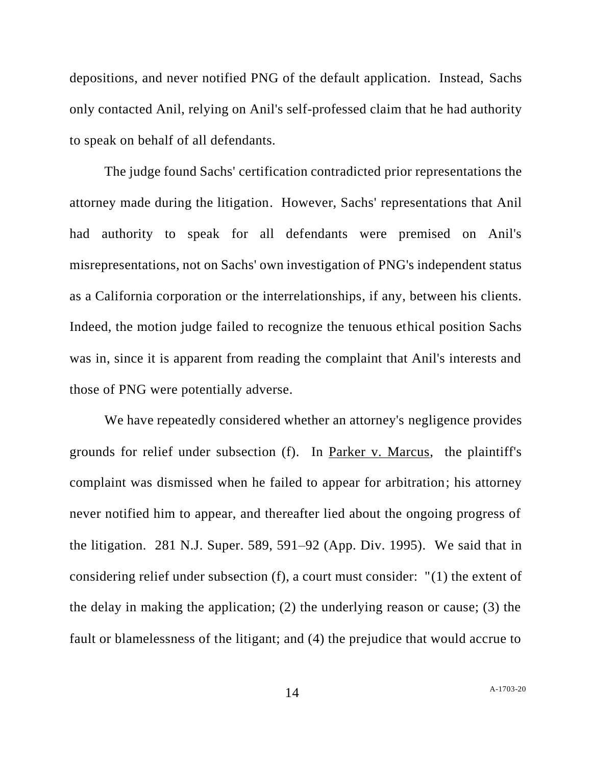depositions, and never notified PNG of the default application. Instead, Sachs only contacted Anil, relying on Anil's self-professed claim that he had authority to speak on behalf of all defendants.

The judge found Sachs' certification contradicted prior representations the attorney made during the litigation. However, Sachs' representations that Anil had authority to speak for all defendants were premised on Anil's misrepresentations, not on Sachs' own investigation of PNG's independent status as a California corporation or the interrelationships, if any, between his clients. Indeed, the motion judge failed to recognize the tenuous ethical position Sachs was in, since it is apparent from reading the complaint that Anil's interests and those of PNG were potentially adverse.

We have repeatedly considered whether an attorney's negligence provides grounds for relief under subsection (f). In Parker v. Marcus, the plaintiff's complaint was dismissed when he failed to appear for arbitration; his attorney never notified him to appear, and thereafter lied about the ongoing progress of the litigation. 281 N.J. Super. 589, 591–92 (App. Div. 1995). We said that in considering relief under subsection (f), a court must consider: "(1) the extent of the delay in making the application; (2) the underlying reason or cause; (3) the fault or blamelessness of the litigant; and (4) the prejudice that would accrue to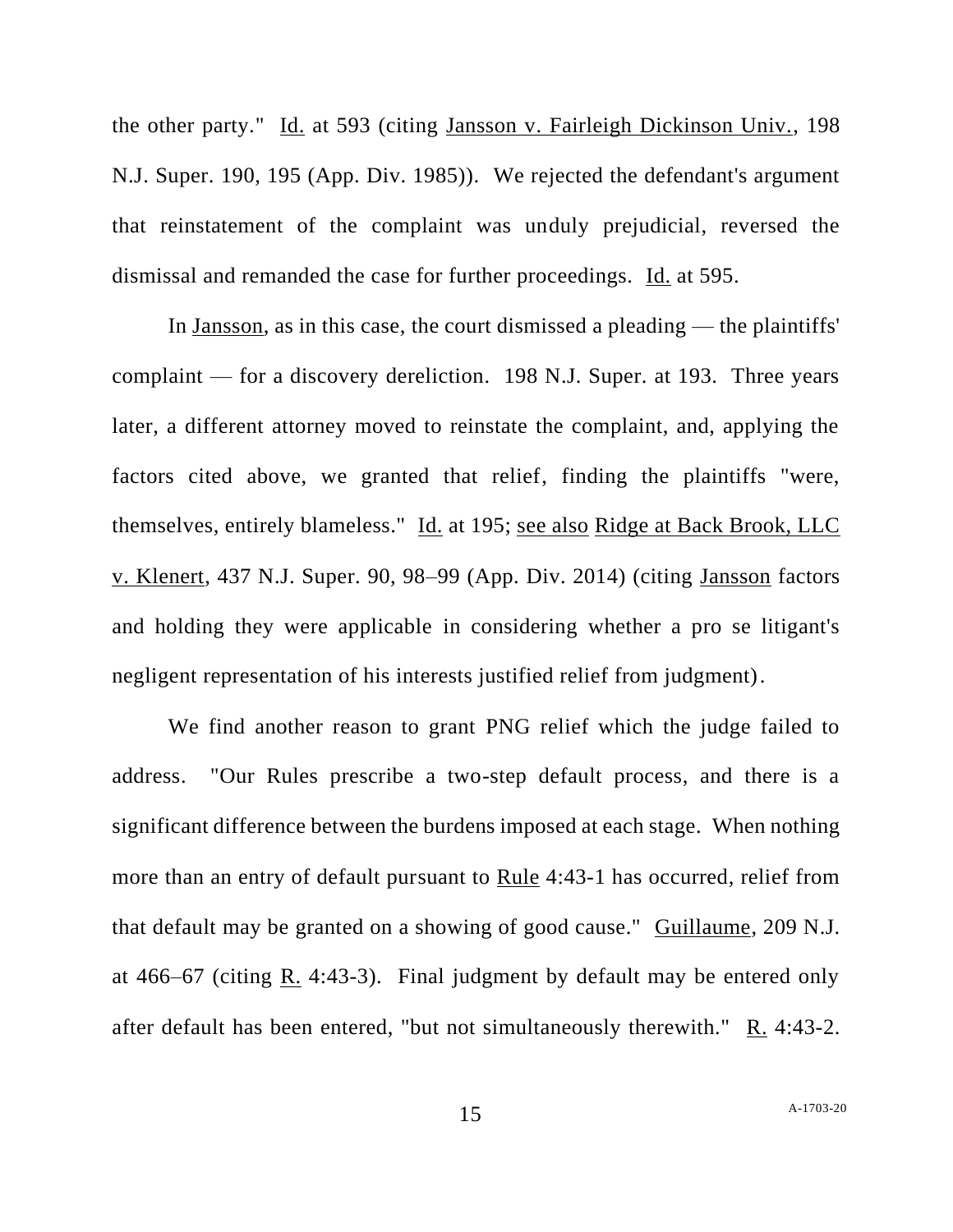the other party." Id. at 593 (citing Jansson v. Fairleigh Dickinson Univ., 198 N.J. Super. 190, 195 (App. Div. 1985)). We rejected the defendant's argument that reinstatement of the complaint was unduly prejudicial, reversed the dismissal and remanded the case for further proceedings. Id. at 595.

In Jansson, as in this case, the court dismissed a pleading — the plaintiffs' complaint — for a discovery dereliction. 198 N.J. Super. at 193. Three years later, a different attorney moved to reinstate the complaint, and, applying the factors cited above, we granted that relief, finding the plaintiffs "were, themselves, entirely blameless." Id. at 195; see also Ridge at Back Brook, LLC v. Klenert, 437 N.J. Super. 90, 98–99 (App. Div. 2014) (citing Jansson factors and holding they were applicable in considering whether a pro se litigant's negligent representation of his interests justified relief from judgment).

We find another reason to grant PNG relief which the judge failed to address. "Our Rules prescribe a two-step default process, and there is a significant difference between the burdens imposed at each stage. When nothing more than an entry of default pursuant to Rule 4:43-1 has occurred, relief from that default may be granted on a showing of good cause." Guillaume, 209 N.J. at 466–67 (citing R. 4:43-3). Final judgment by default may be entered only after default has been entered, "but not simultaneously therewith." R. 4:43-2.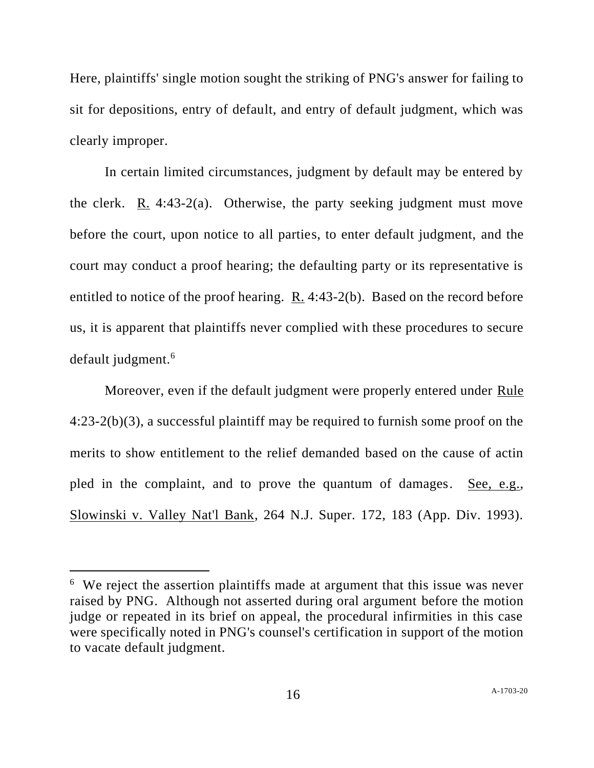Here, plaintiffs' single motion sought the striking of PNG's answer for failing to sit for depositions, entry of default, and entry of default judgment, which was clearly improper.

In certain limited circumstances, judgment by default may be entered by the clerk. R. 4:43-2(a). Otherwise, the party seeking judgment must move before the court, upon notice to all parties, to enter default judgment, and the court may conduct a proof hearing; the defaulting party or its representative is entitled to notice of the proof hearing. R. 4:43-2(b). Based on the record before us, it is apparent that plaintiffs never complied with these procedures to secure default judgment.[6]

Moreover, even if the default judgment were properly entered under Rule 4:23-2(b)(3), a successful plaintiff may be required to furnish some proof on the merits to show entitlement to the relief demanded based on the cause of actin pled in the complaint, and to prove the quantum of damages. See, e.g., Slowinski v. Valley Nat'l Bank, 264 N.J. Super. 172, 183 (App. Div. 1993).

---

[6] We reject the assertion plaintiffs made at argument that this issue was never raised by PNG. Although not asserted during oral argument before the motion judge or repeated in its brief on appeal, the procedural infirmities in this case were specifically noted in PNG's counsel's certification in support of the motion to vacate default judgment.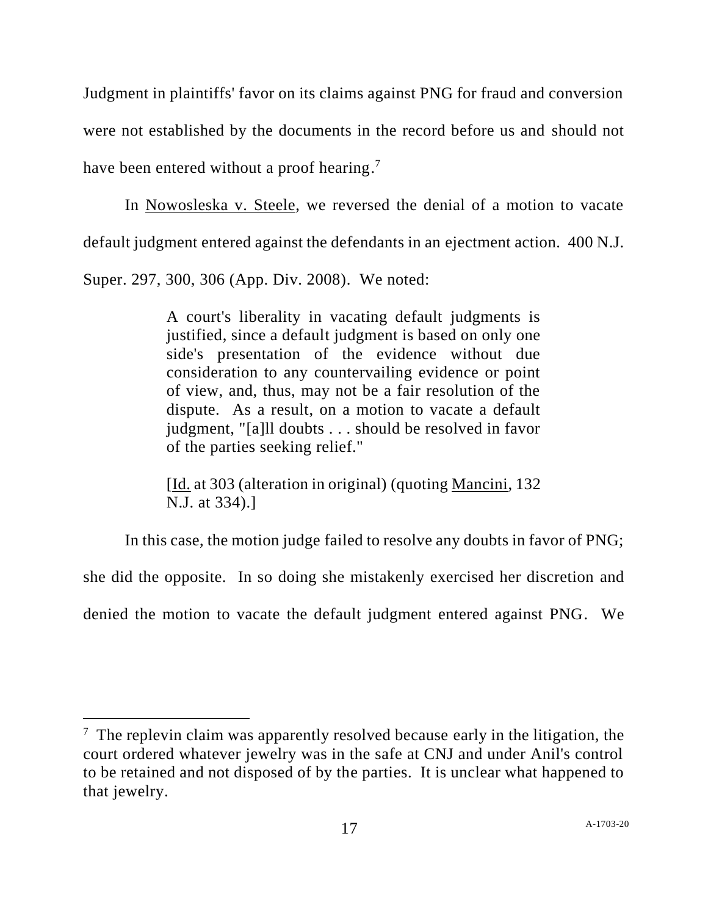Judgment in plaintiffs' favor on its claims against PNG for fraud and conversion were not established by the documents in the record before us and should not have been entered without a proof hearing.[7]

In Nowosleska v. Steele, we reversed the denial of a motion to vacate default judgment entered against the defendants in an ejectment action. 400 N.J. Super. 297, 300, 306 (App. Div. 2008). We noted:

> A court's liberality in vacating default judgments is justified, since a default judgment is based on only one side's presentation of the evidence without due consideration to any countervailing evidence or point of view, and, thus, may not be a fair resolution of the dispute. As a result, on a motion to vacate a default judgment, "[a]ll doubts . . . should be resolved in favor of the parties seeking relief."
>
> [Id. at 303 (alteration in original) (quoting Mancini, 132 N.J. at 334).]

In this case, the motion judge failed to resolve any doubts in favor of PNG; she did the opposite. In so doing she mistakenly exercised her discretion and denied the motion to vacate the default judgment entered against PNG. We

---

[7] The replevin claim was apparently resolved because early in the litigation, the court ordered whatever jewelry was in the safe at CNJ and under Anil's control to be retained and not disposed of by the parties. It is unclear what happened to that jewelry.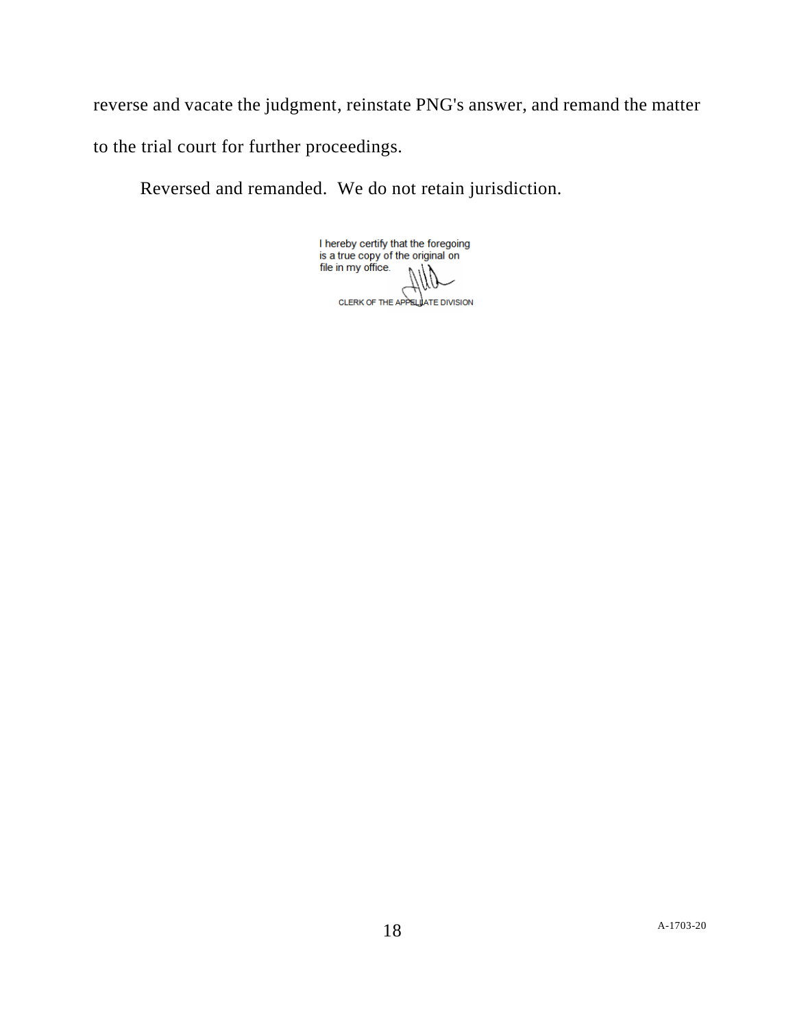reverse and vacate the judgment, reinstate PNG's answer, and remand the matter to the trial court for further proceedings.

Reversed and remanded. We do not retain jurisdiction.

I hereby certify that the foregoing is a true copy of the original on file in my office.

CLERK OF THE APPELLATE DIVISION